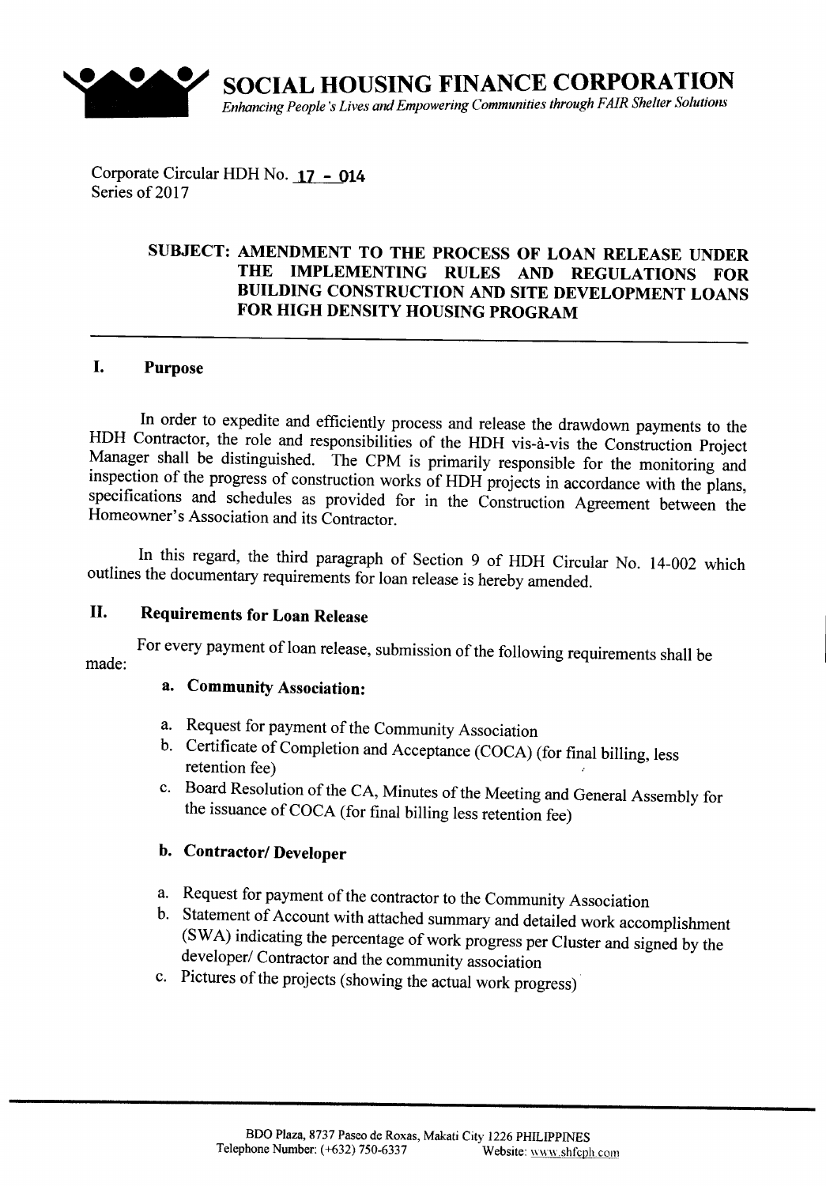# SOCIAL HOUSING FINANCE CORPORATION

*Enhancing People's Lives and Empowering Communities through FAIR Shelter Solutions*

Corporate Circular HDH No. 17 - 014
Series of 2017

## SUBJECT: AMENDMENT TO THE PROCESS OF LOAN RELEASE UNDER THE IMPLEMENTING RULES AND REGULATIONS FOR BUILDING CONSTRUCTION AND SITE DEVELOPMENT LOANS FOR HIGH DENSITY HOUSING PROGRAM

## I. Purpose

In order to expedite and efficiently process and release the drawdown payments to the HDH Contractor, the role and responsibilities of the HDH vis-à-vis the Construction Project Manager shall be distinguished. The CPM is primarily responsible for the monitoring and inspection of the progress of construction works of HDH projects in accordance with the plans, specifications and schedules as provided for in the Construction Agreement between the Homeowner's Association and its Contractor.

In this regard, the third paragraph of Section 9 of HDH Circular No. 14-002 which outlines the documentary requirements for loan release is hereby amended.

## II. Requirements for Loan Release

For every payment of loan release, submission of the following requirements shall be made:

### a. Community Association:

a. Request for payment of the Community Association
b. Certificate of Completion and Acceptance (COCA) (for final billing, less retention fee)
c. Board Resolution of the CA, Minutes of the Meeting and General Assembly for the issuance of COCA (for final billing less retention fee)

### b. Contractor/ Developer

a. Request for payment of the contractor to the Community Association
b. Statement of Account with attached summary and detailed work accomplishment (SWA) indicating the percentage of work progress per Cluster and signed by the developer/ Contractor and the community association
c. Pictures of the projects (showing the actual work progress)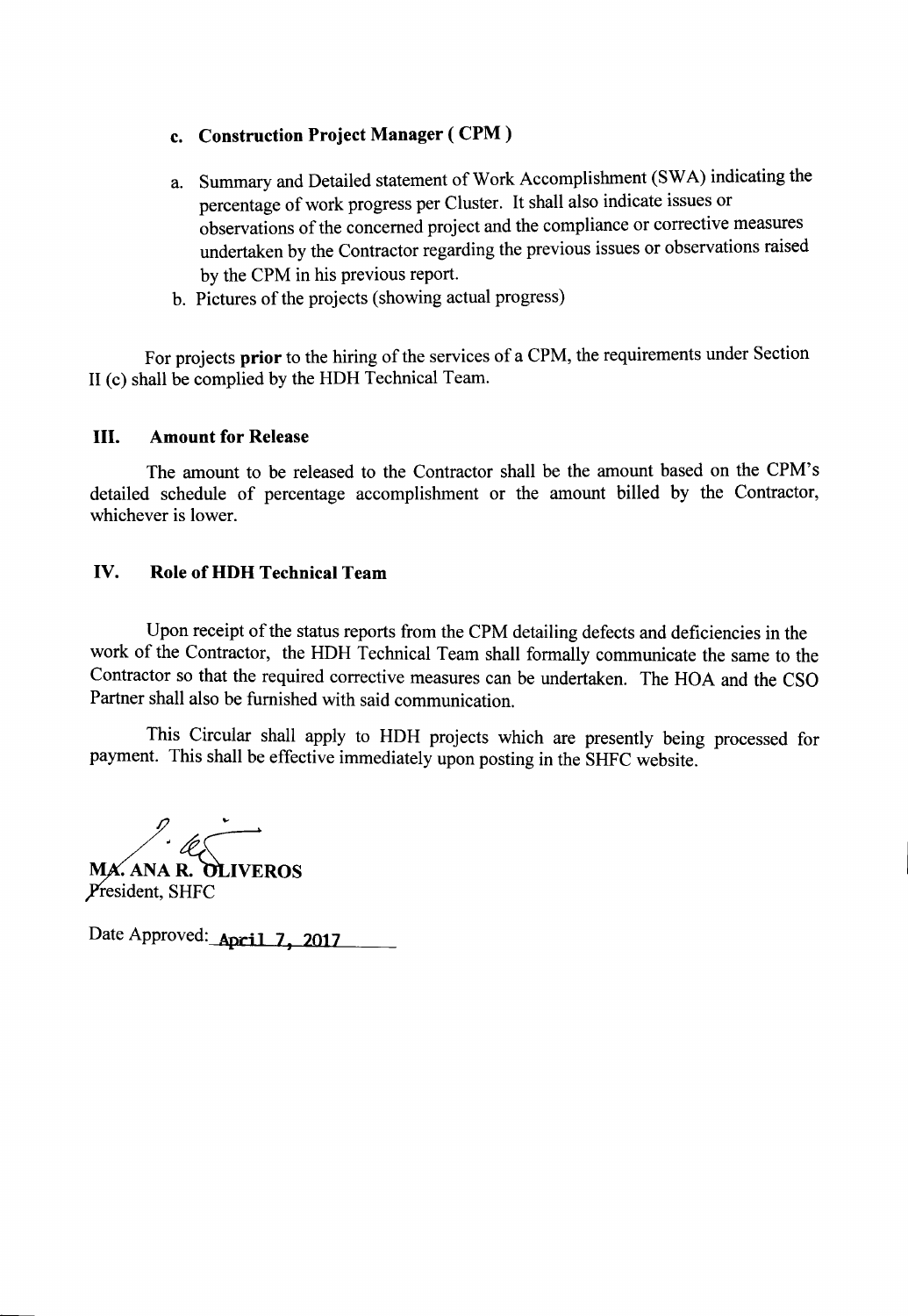c. **Construction Project Manager ( CPM )**

a. Summary and Detailed statement of Work Accomplishment (SWA) indicating the percentage of work progress per Cluster. It shall also indicate issues or observations of the concerned project and the compliance or corrective measures undertaken by the Contractor regarding the previous issues or observations raised by the CPM in his previous report.

b. Pictures of the projects (showing actual progress)

For projects **prior** to the hiring of the services of a CPM, the requirements under Section II (c) shall be complied by the HDH Technical Team.

## III. Amount for Release

The amount to be released to the Contractor shall be the amount based on the CPM's detailed schedule of percentage accomplishment or the amount billed by the Contractor, whichever is lower.

## IV. Role of HDH Technical Team

Upon receipt of the status reports from the CPM detailing defects and deficiencies in the work of the Contractor, the HDH Technical Team shall formally communicate the same to the Contractor so that the required corrective measures can be undertaken. The HOA and the CSO Partner shall also be furnished with said communication.

This Circular shall apply to HDH projects which are presently being processed for payment. This shall be effective immediately upon posting in the SHFC website.

**MA. ANA R. OLIVEROS**
President, SHFC

Date Approved: April 7, 2017